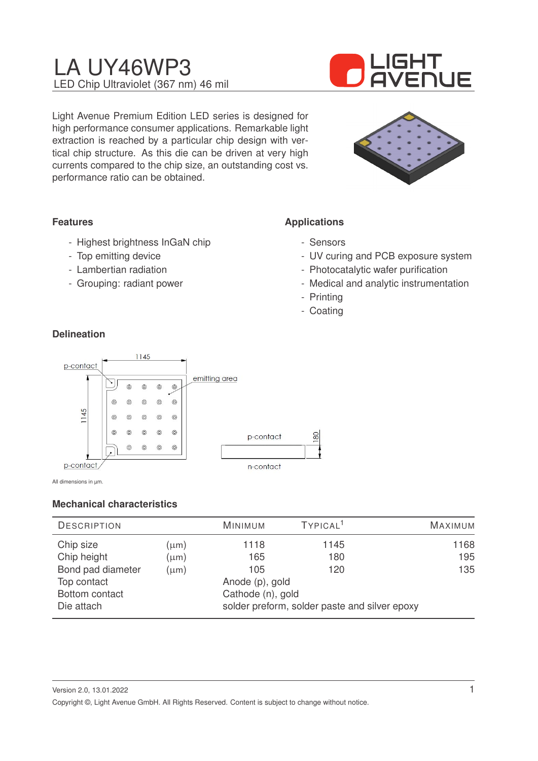# LA UY46WP3

LED Chip Ultraviolet (367 nm) 46 mil

Light Avenue Premium Edition LED series is designed for high performance consumer applications. Remarkable light extraction is reached by a particular chip design with vertical chip structure. As this die can be driven at very high currents compared to the chip size, an outstanding cost vs. performance ratio can be obtained.

### Features

- Highest brightness InGaN chip
- Top emitting device
- Lambertian radiation
- Grouping: radiant power

### Applications

- Sensors
- UV curing and PCB exposure system
- Photocatalytic wafer purification
- Medical and analytic instrumentation
- Printing
- Coating

### Delineation

p-contact, 1145, emitting area, 1145, p-contact, p-contact, 180, n-contact

All dimensions in µm.

### Mechanical characteristics

| Description | | Minimum | Typical[1] | Maximum |
|---|---|---|---|---|
| Chip size | (µm) | 1118 | 1145 | 1168 |
| Chip height | (µm) | 165 | 180 | 195 |
| Bond pad diameter | (µm) | 105 | 120 | 135 |
| Top contact | | Anode (p), gold | | |
| Bottom contact | | Cathode (n), gold | | |
| Die attach | | solder preform, solder paste and silver epoxy | | |

Version 2.0, 13.01.2022

Copyright ©, Light Avenue GmbH. All Rights Reserved. Content is subject to change without notice.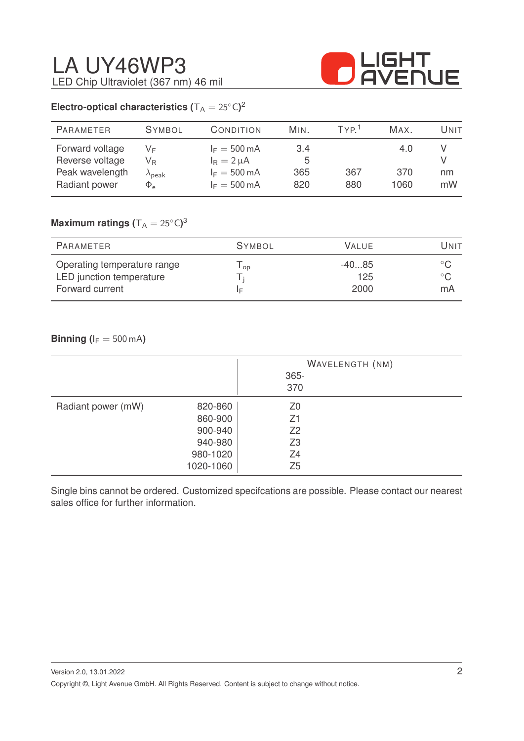# LA UY46WP3

LED Chip Ultraviolet (367 nm) 46 mil

## Electro-optical characteristics ($T_A = 25°C$)[2]

| PARAMETER | SYMBOL | CONDITION | MIN. | TYP.[1] | MAX. | UNIT |
|---|---|---|---|---|---|---|
| Forward voltage | $V_F$ | $I_F = 500\,mA$ | 3.4 | | 4.0 | V |
| Reverse voltage | $V_R$ | $I_R = 2\,\mu A$ | 5 | | | V |
| Peak wavelength | $\lambda_{peak}$ | $I_F = 500\,mA$ | 365 | 367 | 370 | nm |
| Radiant power | $\Phi_e$ | $I_F = 500\,mA$ | 820 | 880 | 1060 | mW |

## Maximum ratings ($T_A = 25°C$)[3]

| PARAMETER | SYMBOL | VALUE | UNIT |
|---|---|---|---|
| Operating temperature range | $T_{op}$ | -40...85 | °C |
| LED junction temperature | $T_j$ | 125 | °C |
| Forward current | $I_F$ | 2000 | mA |

## Binning ($I_F = 500\,mA$)

| | | WAVELENGTH (NM) |
|---|---|---|
| | | 365-370 |
| Radiant power (mW) | 820-860 | Z0 |
| | 860-900 | Z1 |
| | 900-940 | Z2 |
| | 940-980 | Z3 |
| | 980-1020 | Z4 |
| | 1020-1060 | Z5 |

Single bins cannot be ordered. Customized specifcations are possible. Please contact our nearest sales office for further information.

Version 2.0, 13.01.2022

Copyright ©, Light Avenue GmbH. All Rights Reserved. Content is subject to change without notice.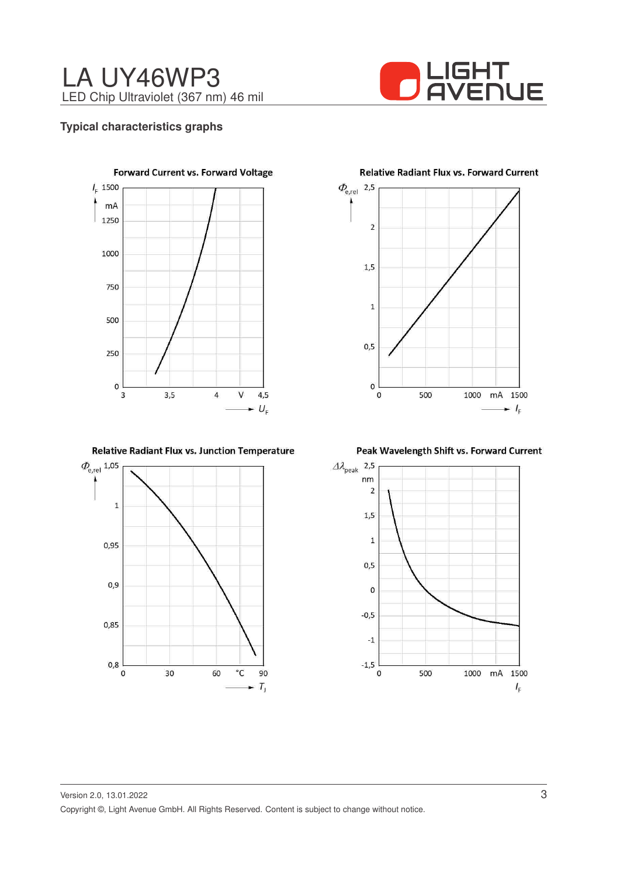## Typical characteristics graphs

**Forward Current vs. Forward Voltage**

$I_F$ mA: 0, 250, 500, 750, 1000, 1250, 1500

$U_F$ V: 3, 3,5, 4, 4,5

**Relative Radiant Flux vs. Forward Current**

$\Phi_{e,rel}$: 0, 0,5, 1, 1,5, 2, 2,5

$I_F$ mA: 0, 500, 1000, 1500

**Relative Radiant Flux vs. Junction Temperature**

$\Phi_{e,rel}$: 0,8, 0,85, 0,9, 0,95, 1, 1,05

$T_J$ °C: 0, 30, 60, 90

**Peak Wavelength Shift vs. Forward Current**

$\Delta\lambda_{peak}$ nm: -1,5, -1, -0,5, 0, 0,5, 1, 1,5, 2, 2,5

$I_F$ mA: 0, 500, 1000, 1500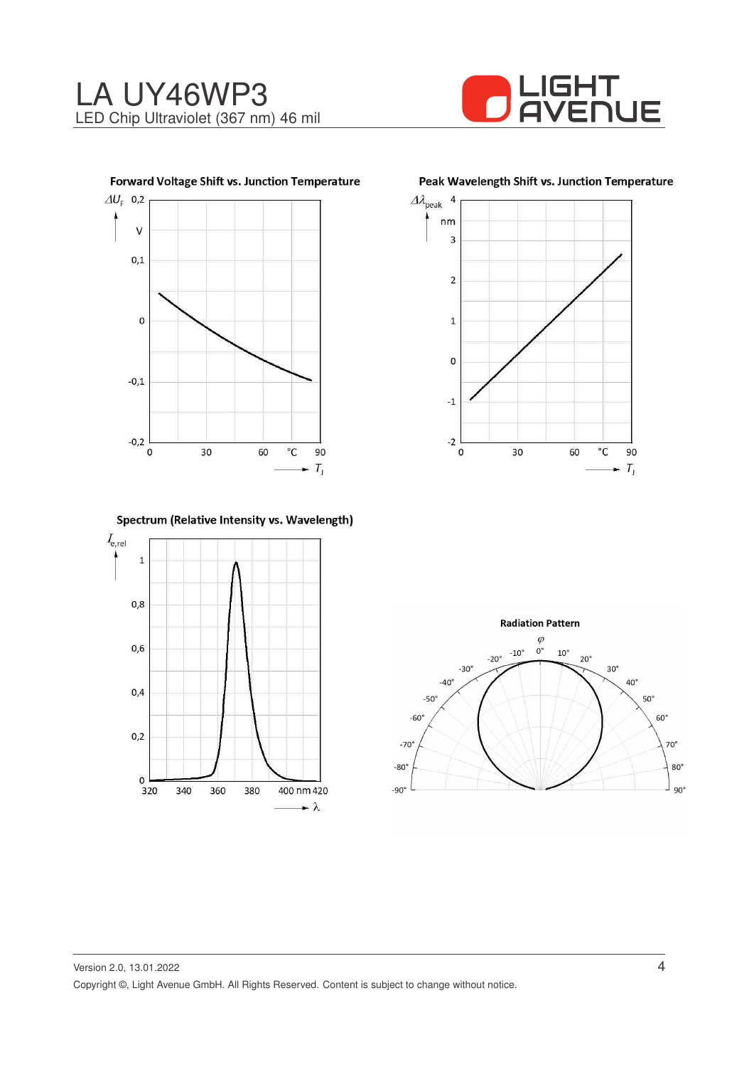### Forward Voltage Shift vs. Junction Temperature

### Peak Wavelength Shift vs. Junction Temperature

### Spectrum (Relative Intensity vs. Wavelength)

### Radiation Pattern

Version 2.0, 13.01.2022

Copyright ©, Light Avenue GmbH. All Rights Reserved. Content is subject to change without notice.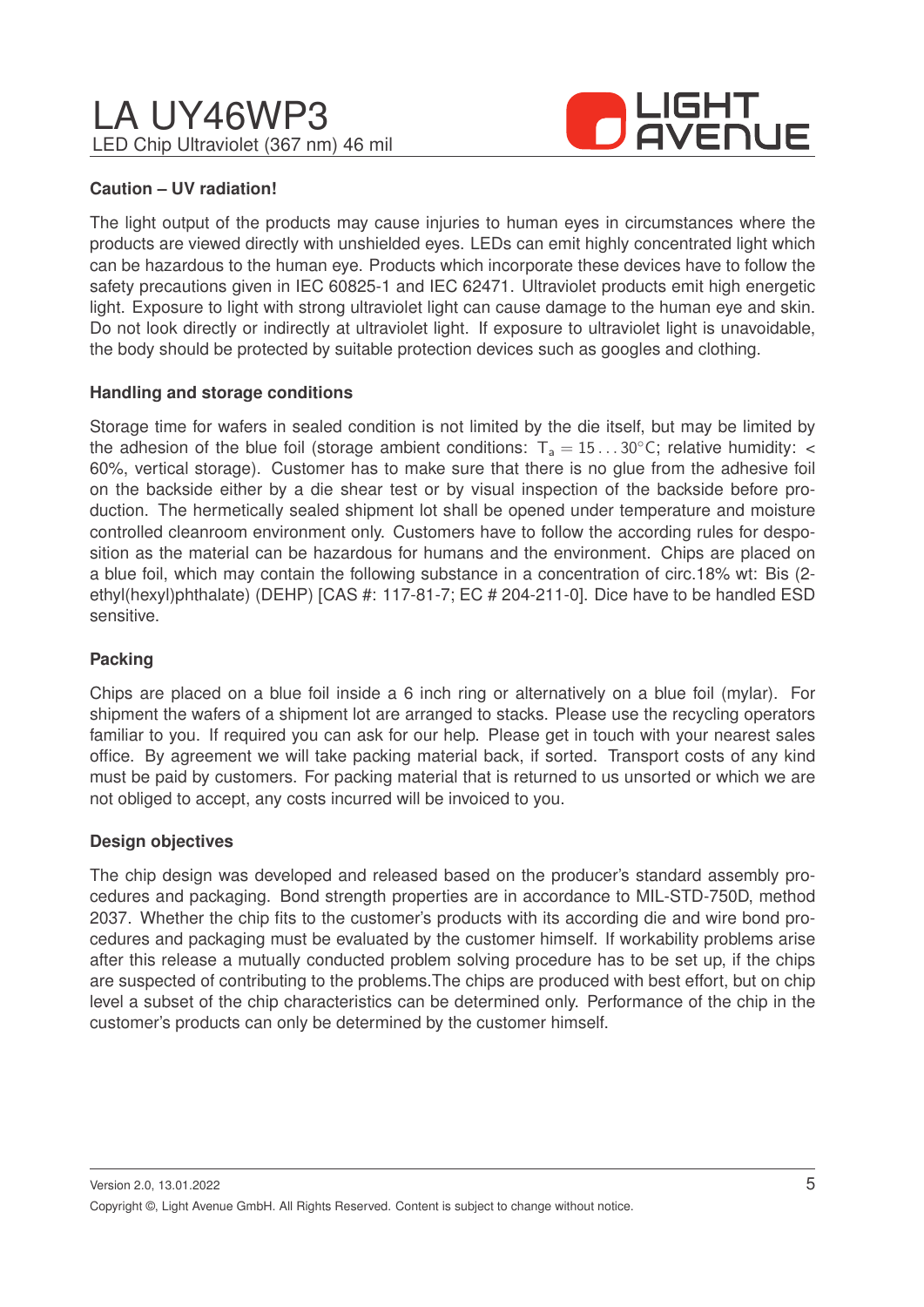# LA UY46WP3

LED Chip Ultraviolet (367 nm) 46 mil

**Caution – UV radiation!**

The light output of the products may cause injuries to human eyes in circumstances where the products are viewed directly with unshielded eyes. LEDs can emit highly concentrated light which can be hazardous to the human eye. Products which incorporate these devices have to follow the safety precautions given in IEC 60825-1 and IEC 62471. Ultraviolet products emit high energetic light. Exposure to light with strong ultraviolet light can cause damage to the human eye and skin. Do not look directly or indirectly at ultraviolet light. If exposure to ultraviolet light is unavoidable, the body should be protected by suitable protection devices such as googles and clothing.

**Handling and storage conditions**

Storage time for wafers in sealed condition is not limited by the die itself, but may be limited by the adhesion of the blue foil (storage ambient conditions: $T_a = 15 \ldots 30°C$; relative humidity: < 60%, vertical storage). Customer has to make sure that there is no glue from the adhesive foil on the backside either by a die shear test or by visual inspection of the backside before production. The hermetically sealed shipment lot shall be opened under temperature and moisture controlled cleanroom environment only. Customers have to follow the according rules for desposition as the material can be hazardous for humans and the environment. Chips are placed on a blue foil, which may contain the following substance in a concentration of circ.18% wt: Bis (2-ethyl(hexyl)phthalate) (DEHP) [CAS #: 117-81-7; EC # 204-211-0]. Dice have to be handled ESD sensitive.

**Packing**

Chips are placed on a blue foil inside a 6 inch ring or alternatively on a blue foil (mylar). For shipment the wafers of a shipment lot are arranged to stacks. Please use the recycling operators familiar to you. If required you can ask for our help. Please get in touch with your nearest sales office. By agreement we will take packing material back, if sorted. Transport costs of any kind must be paid by customers. For packing material that is returned to us unsorted or which we are not obliged to accept, any costs incurred will be invoiced to you.

**Design objectives**

The chip design was developed and released based on the producer's standard assembly procedures and packaging. Bond strength properties are in accordance to MIL-STD-750D, method 2037. Whether the chip fits to the customer's products with its according die and wire bond procedures and packaging must be evaluated by the customer himself. If workability problems arise after this release a mutually conducted problem solving procedure has to be set up, if the chips are suspected of contributing to the problems.The chips are produced with best effort, but on chip level a subset of the chip characteristics can be determined only. Performance of the chip in the customer's products can only be determined by the customer himself.

Version 2.0, 13.01.2022

Copyright ©, Light Avenue GmbH. All Rights Reserved. Content is subject to change without notice.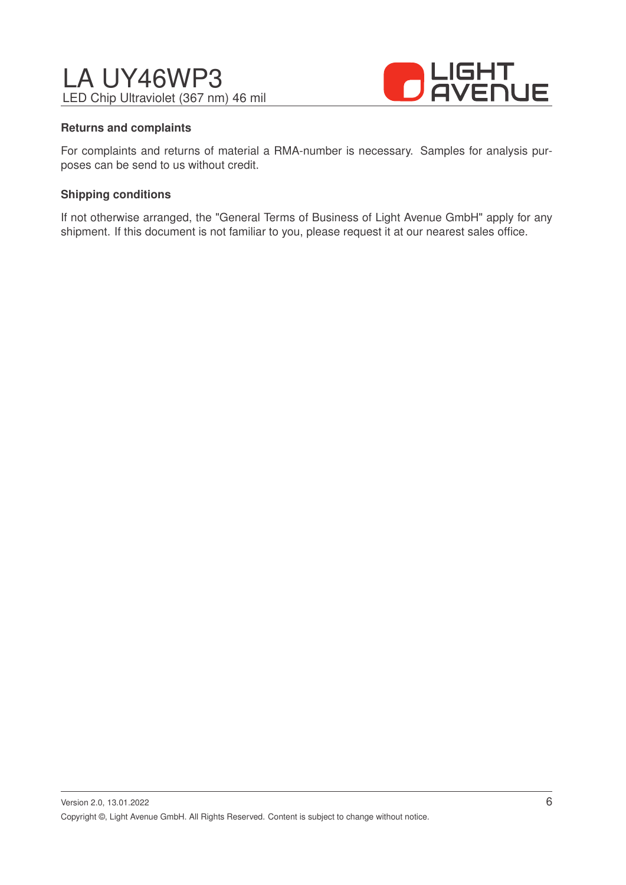### Returns and complaints

For complaints and returns of material a RMA-number is necessary. Samples for analysis purposes can be send to us without credit.

### Shipping conditions

If not otherwise arranged, the "General Terms of Business of Light Avenue GmbH" apply for any shipment. If this document is not familiar to you, please request it at our nearest sales office.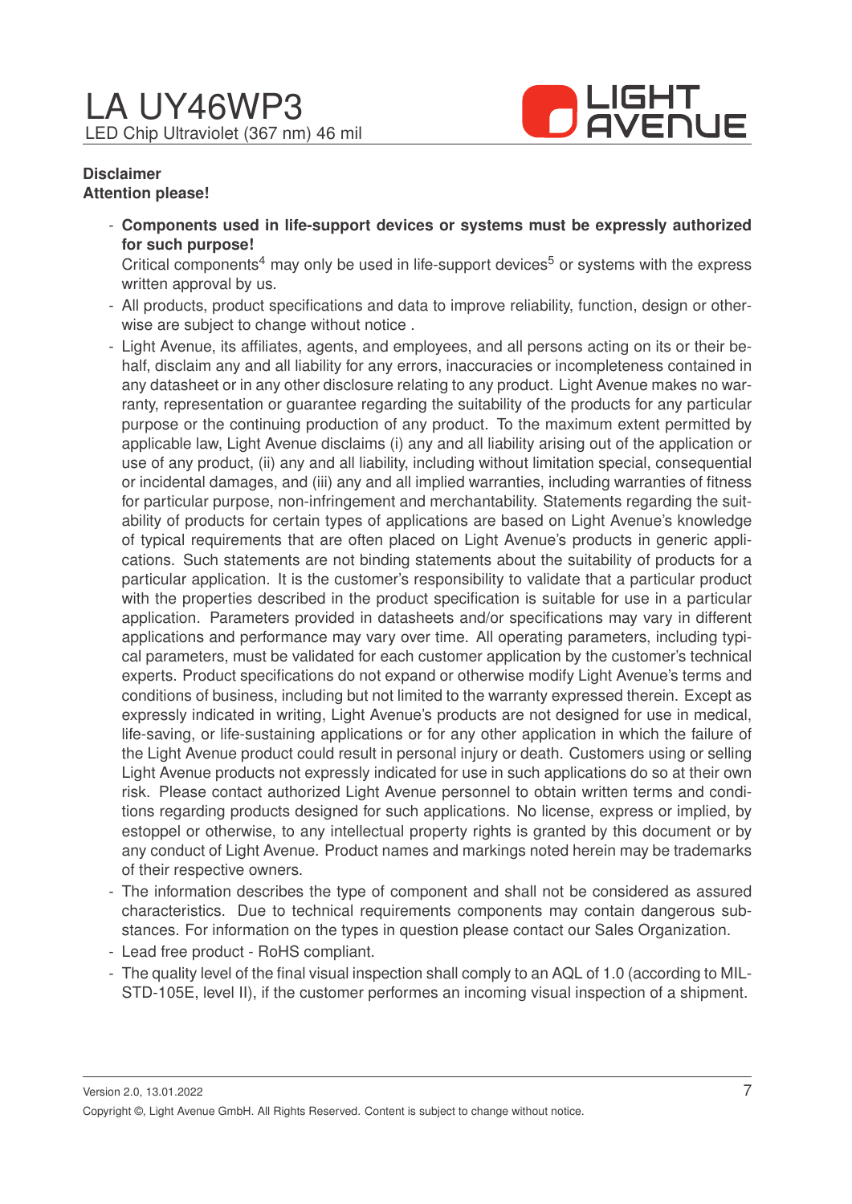**Disclaimer**

**Attention please!**

- **Components used in life-support devices or systems must be expressly authorized for such purpose!**
  Critical components[4] may only be used in life-support devices[5] or systems with the express written approval by us.
- All products, product specifications and data to improve reliability, function, design or otherwise are subject to change without notice .
- Light Avenue, its affiliates, agents, and employees, and all persons acting on its or their behalf, disclaim any and all liability for any errors, inaccuracies or incompleteness contained in any datasheet or in any other disclosure relating to any product. Light Avenue makes no warranty, representation or guarantee regarding the suitability of the products for any particular purpose or the continuing production of any product. To the maximum extent permitted by applicable law, Light Avenue disclaims (i) any and all liability arising out of the application or use of any product, (ii) any and all liability, including without limitation special, consequential or incidental damages, and (iii) any and all implied warranties, including warranties of fitness for particular purpose, non-infringement and merchantability. Statements regarding the suitability of products for certain types of applications are based on Light Avenue's knowledge of typical requirements that are often placed on Light Avenue's products in generic applications. Such statements are not binding statements about the suitability of products for a particular application. It is the customer's responsibility to validate that a particular product with the properties described in the product specification is suitable for use in a particular application. Parameters provided in datasheets and/or specifications may vary in different applications and performance may vary over time. All operating parameters, including typical parameters, must be validated for each customer application by the customer's technical experts. Product specifications do not expand or otherwise modify Light Avenue's terms and conditions of business, including but not limited to the warranty expressed therein. Except as expressly indicated in writing, Light Avenue's products are not designed for use in medical, life-saving, or life-sustaining applications or for any other application in which the failure of the Light Avenue product could result in personal injury or death. Customers using or selling Light Avenue products not expressly indicated for use in such applications do so at their own risk. Please contact authorized Light Avenue personnel to obtain written terms and conditions regarding products designed for such applications. No license, express or implied, by estoppel or otherwise, to any intellectual property rights is granted by this document or by any conduct of Light Avenue. Product names and markings noted herein may be trademarks of their respective owners.
- The information describes the type of component and shall not be considered as assured characteristics. Due to technical requirements components may contain dangerous substances. For information on the types in question please contact our Sales Organization.
- Lead free product - RoHS compliant.
- The quality level of the final visual inspection shall comply to an AQL of 1.0 (according to MIL-STD-105E, level II), if the customer performes an incoming visual inspection of a shipment.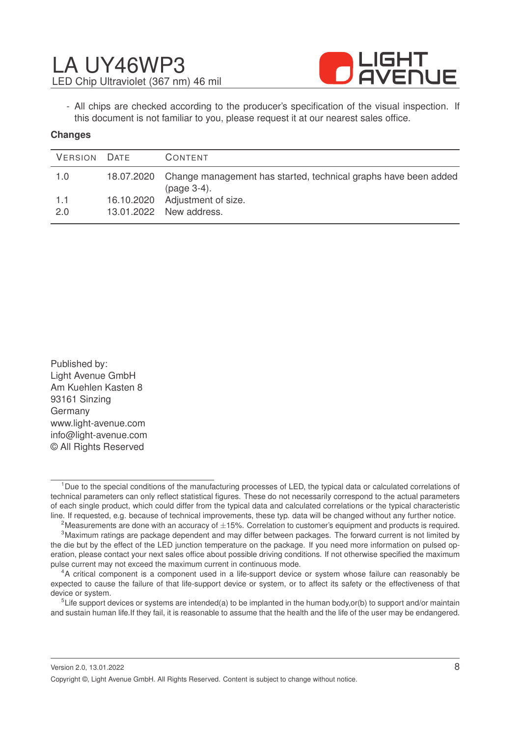- All chips are checked according to the producer's specification of the visual inspection. If this document is not familiar to you, please request it at our nearest sales office.

**Changes**

| Version | Date | Content |
|---|---|---|
| 1.0 | 18.07.2020 | Change management has started, technical graphs have been added (page 3-4). |
| 1.1 | 16.10.2020 | Adjustment of size. |
| 2.0 | 13.01.2022 | New address. |

Published by:
Light Avenue GmbH
Am Kuehlen Kasten 8
93161 Sinzing
Germany
www.light-avenue.com
info@light-avenue.com
© All Rights Reserved

[1]Due to the special conditions of the manufacturing processes of LED, the typical data or calculated correlations of technical parameters can only reflect statistical figures. These do not necessarily correspond to the actual parameters of each single product, which could differ from the typical data and calculated correlations or the typical characteristic line. If requested, e.g. because of technical improvements, these typ. data will be changed without any further notice.

[2]Measurements are done with an accuracy of $\pm$15%. Correlation to customer's equipment and products is required.

[3]Maximum ratings are package dependent and may differ between packages. The forward current is not limited by the die but by the effect of the LED junction temperature on the package. If you need more information on pulsed operation, please contact your next sales office about possible driving conditions. If not otherwise specified the maximum pulse current may not exceed the maximum current in continuous mode.

[4]A critical component is a component used in a life-support device or system whose failure can reasonably be expected to cause the failure of that life-support device or system, or to affect its safety or the effectiveness of that device or system.

[5]Life support devices or systems are intended(a) to be implanted in the human body,or(b) to support and/or maintain and sustain human life.If they fail, it is reasonable to assume that the health and the life of the user may be endangered.